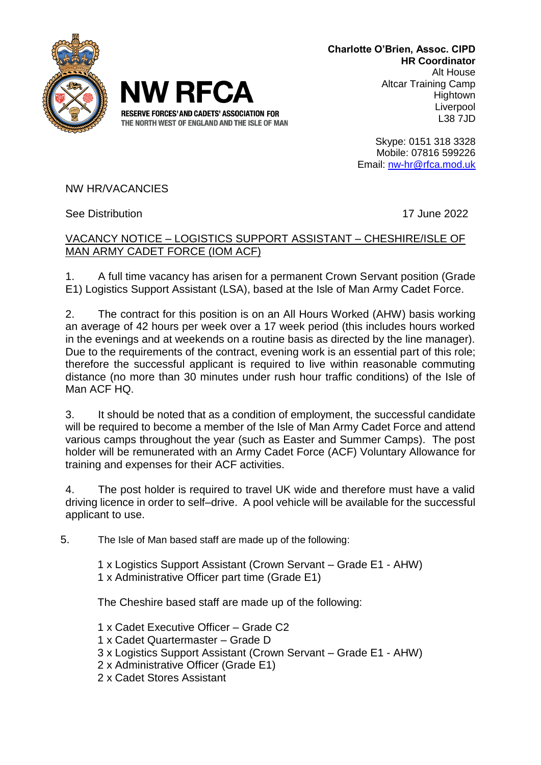**NW RFCA**

RESERVE FORCES' AND CADETS' ASSOCIATION FOR THE NORTH WEST OF ENGLAND AND THE ISLE OF MAN

**Charlotte O'Brien, Assoc. CIPD**
**HR Coordinator**
Alt House
Altcar Training Camp
Hightown
Liverpool
L38 7JD

Skype: 0151 318 3328
Mobile: 07816 599226
Email: nw-hr@rfca.mod.uk

NW HR/VACANCIES

See Distribution

17 June 2022

VACANCY NOTICE – LOGISTICS SUPPORT ASSISTANT – CHESHIRE/ISLE OF MAN ARMY CADET FORCE (IOM ACF)

1. A full time vacancy has arisen for a permanent Crown Servant position (Grade E1) Logistics Support Assistant (LSA), based at the Isle of Man Army Cadet Force.

2. The contract for this position is on an All Hours Worked (AHW) basis working an average of 42 hours per week over a 17 week period (this includes hours worked in the evenings and at weekends on a routine basis as directed by the line manager). Due to the requirements of the contract, evening work is an essential part of this role; therefore the successful applicant is required to live within reasonable commuting distance (no more than 30 minutes under rush hour traffic conditions) of the Isle of Man ACF HQ.

3. It should be noted that as a condition of employment, the successful candidate will be required to become a member of the Isle of Man Army Cadet Force and attend various camps throughout the year (such as Easter and Summer Camps). The post holder will be remunerated with an Army Cadet Force (ACF) Voluntary Allowance for training and expenses for their ACF activities.

4. The post holder is required to travel UK wide and therefore must have a valid driving licence in order to self–drive. A pool vehicle will be available for the successful applicant to use.

5. The Isle of Man based staff are made up of the following:

   1 x Logistics Support Assistant (Crown Servant – Grade E1 - AHW)
   1 x Administrative Officer part time (Grade E1)

   The Cheshire based staff are made up of the following:

   1 x Cadet Executive Officer – Grade C2
   1 x Cadet Quartermaster – Grade D
   3 x Logistics Support Assistant (Crown Servant – Grade E1 - AHW)
   2 x Administrative Officer (Grade E1)
   2 x Cadet Stores Assistant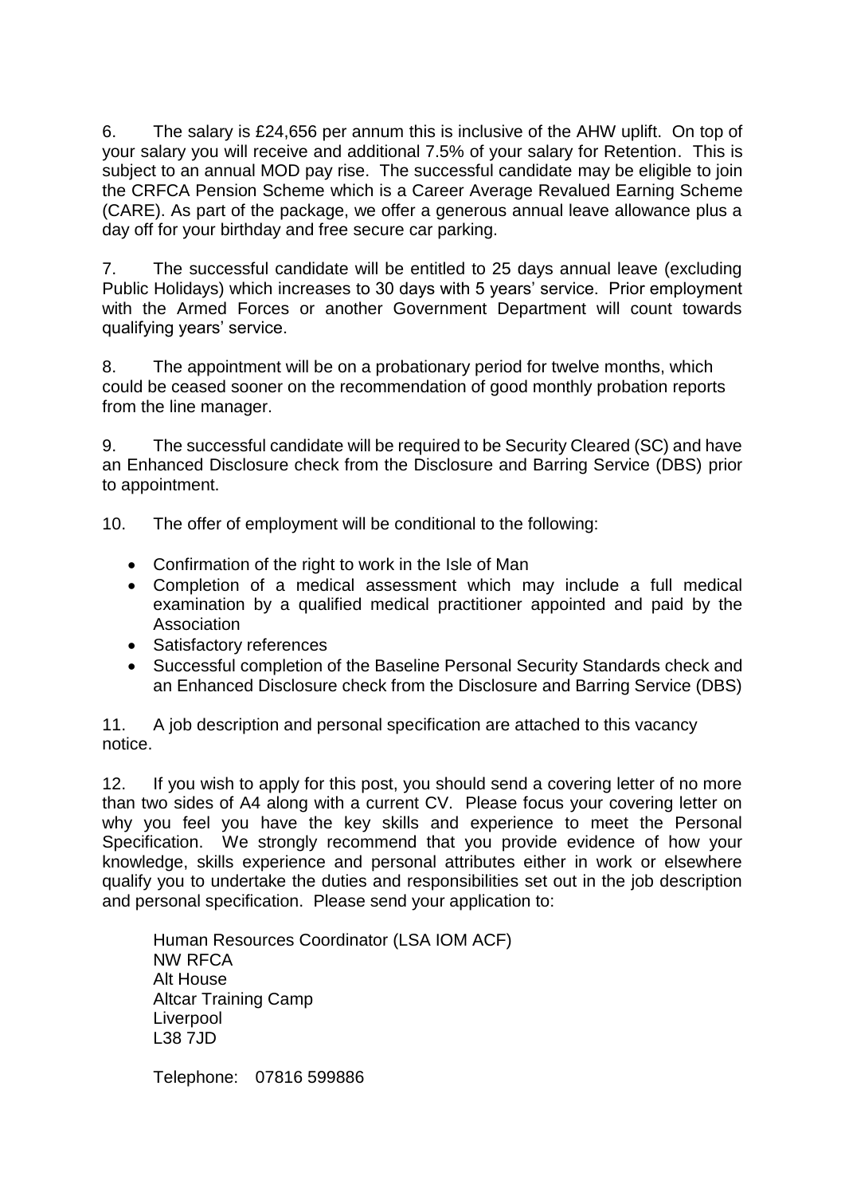6. The salary is £24,656 per annum this is inclusive of the AHW uplift. On top of your salary you will receive and additional 7.5% of your salary for Retention. This is subject to an annual MOD pay rise. The successful candidate may be eligible to join the CRFCA Pension Scheme which is a Career Average Revalued Earning Scheme (CARE). As part of the package, we offer a generous annual leave allowance plus a day off for your birthday and free secure car parking.

7. The successful candidate will be entitled to 25 days annual leave (excluding Public Holidays) which increases to 30 days with 5 years' service. Prior employment with the Armed Forces or another Government Department will count towards qualifying years' service.

8. The appointment will be on a probationary period for twelve months, which could be ceased sooner on the recommendation of good monthly probation reports from the line manager.

9. The successful candidate will be required to be Security Cleared (SC) and have an Enhanced Disclosure check from the Disclosure and Barring Service (DBS) prior to appointment.

10. The offer of employment will be conditional to the following:

- Confirmation of the right to work in the Isle of Man
- Completion of a medical assessment which may include a full medical examination by a qualified medical practitioner appointed and paid by the Association
- Satisfactory references
- Successful completion of the Baseline Personal Security Standards check and an Enhanced Disclosure check from the Disclosure and Barring Service (DBS)

11. A job description and personal specification are attached to this vacancy notice.

12. If you wish to apply for this post, you should send a covering letter of no more than two sides of A4 along with a current CV. Please focus your covering letter on why you feel you have the key skills and experience to meet the Personal Specification. We strongly recommend that you provide evidence of how your knowledge, skills experience and personal attributes either in work or elsewhere qualify you to undertake the duties and responsibilities set out in the job description and personal specification. Please send your application to:

Human Resources Coordinator (LSA IOM ACF)
NW RFCA
Alt House
Altcar Training Camp
Liverpool
L38 7JD

Telephone: 07816 599886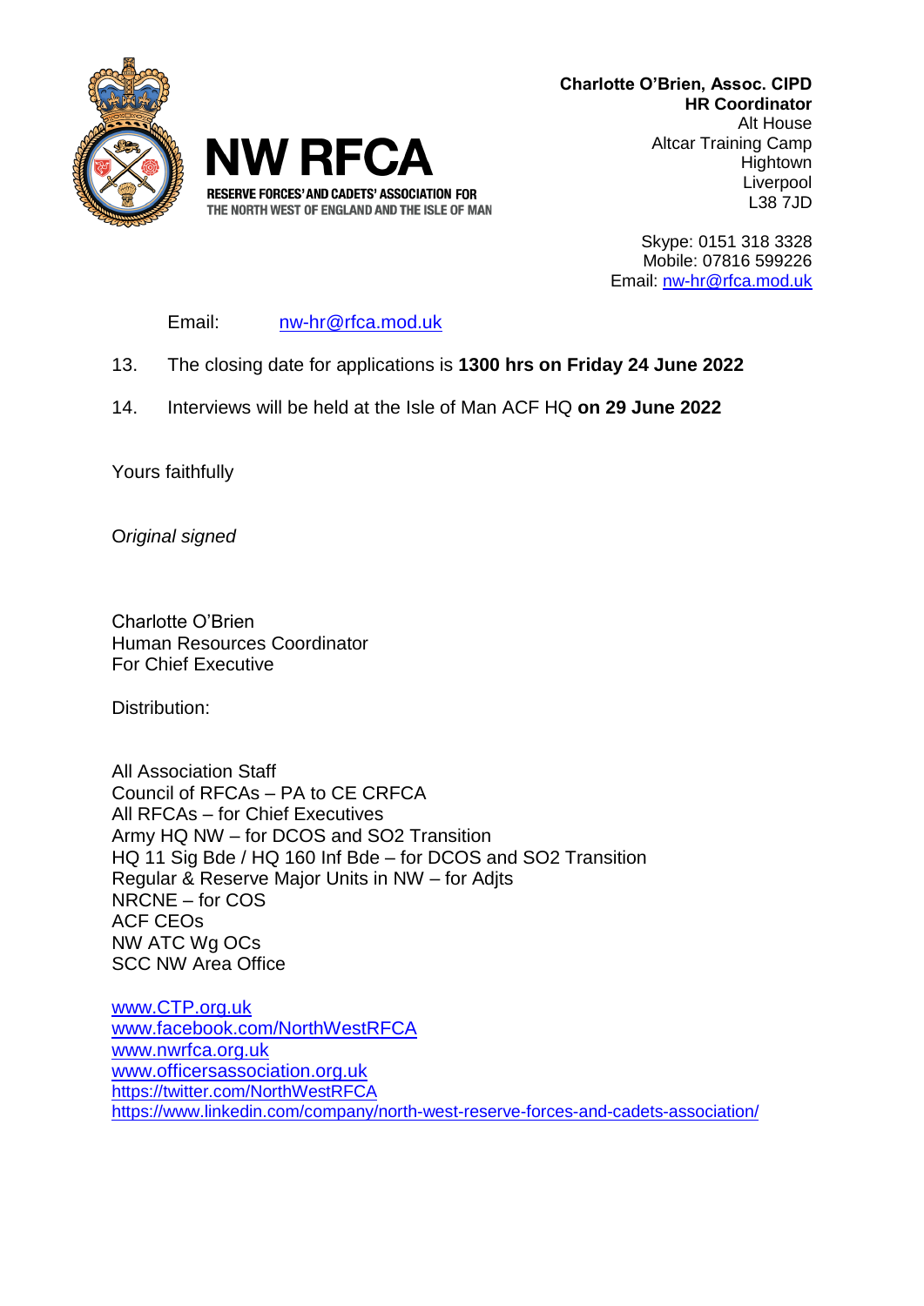**NW RFCA**
**RESERVE FORCES' AND CADETS' ASSOCIATION FOR THE NORTH WEST OF ENGLAND AND THE ISLE OF MAN**

**Charlotte O'Brien, Assoc. CIPD**
**HR Coordinator**
Alt House
Altcar Training Camp
Hightown
Liverpool
L38 7JD

Skype: 0151 318 3328
Mobile: 07816 599226
Email: nw-hr@rfca.mod.uk

Email: nw-hr@rfca.mod.uk

13. The closing date for applications is **1300 hrs on Friday 24 June 2022**

14. Interviews will be held at the Isle of Man ACF HQ **on 29 June 2022**

Yours faithfully

*Original signed*

Charlotte O'Brien
Human Resources Coordinator
For Chief Executive

Distribution:

All Association Staff
Council of RFCAs – PA to CE CRFCA
All RFCAs – for Chief Executives
Army HQ NW – for DCOS and SO2 Transition
HQ 11 Sig Bde / HQ 160 Inf Bde – for DCOS and SO2 Transition
Regular & Reserve Major Units in NW – for Adjts
NRCNE – for COS
ACF CEOs
NW ATC Wg OCs
SCC NW Area Office

www.CTP.org.uk
www.facebook.com/NorthWestRFCA
www.nwrfca.org.uk
www.officersassociation.org.uk
https://twitter.com/NorthWestRFCA
https://www.linkedin.com/company/north-west-reserve-forces-and-cadets-association/